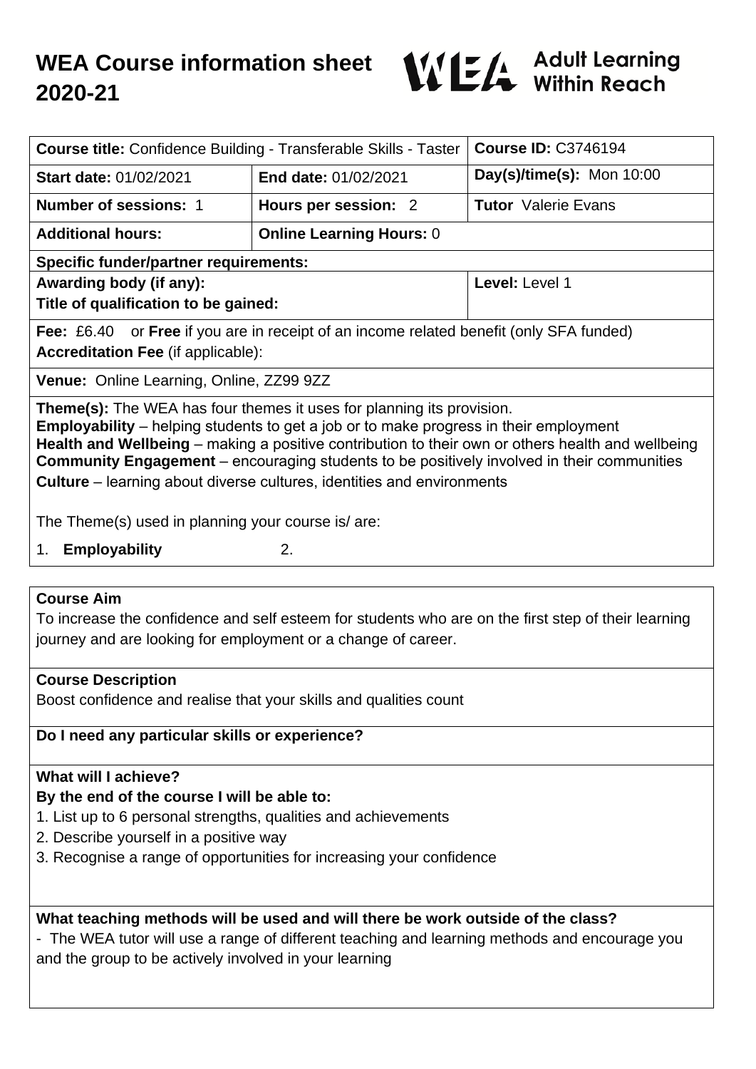# WEA Course information sheet 2020-21

WEA Adult Learning Within Reach

| **Course title:** Confidence Building - Transferable Skills - Taster | | **Course ID:** C3746194 |
|---|---|---|
| **Start date:** 01/02/2021 | **End date:** 01/02/2021 | **Day(s)/time(s):** Mon 10:00 |
| **Number of sessions:** 1 | **Hours per session:** 2 | **Tutor** Valerie Evans |
| **Additional hours:** | **Online Learning Hours:** 0 | |
| **Specific funder/partner requirements:** | | |
| **Awarding body (if any):**<br>**Title of qualification to be gained:** | | **Level:** Level 1 |
| **Fee:** £6.40 or **Free** if you are in receipt of an income related benefit (only SFA funded)<br>**Accreditation Fee** (if applicable): | | |
| **Venue:** Online Learning, Online, ZZ99 9ZZ | | |

**Theme(s):** The WEA has four themes it uses for planning its provision.
**Employability** – helping students to get a job or to make progress in their employment
**Health and Wellbeing** – making a positive contribution to their own or others health and wellbeing
**Community Engagement** – encouraging students to be positively involved in their communities
**Culture** – learning about diverse cultures, identities and environments

The Theme(s) used in planning your course is/ are:

1. **Employability** 2.

### Course Aim

To increase the confidence and self esteem for students who are on the first step of their learning journey and are looking for employment or a change of career.

### Course Description

Boost confidence and realise that your skills and qualities count

### Do I need any particular skills or experience?

### What will I achieve?

**By the end of the course I will be able to:**

1. List up to 6 personal strengths, qualities and achievements
2. Describe yourself in a positive way
3. Recognise a range of opportunities for increasing your confidence

### What teaching methods will be used and will there be work outside of the class?

- The WEA tutor will use a range of different teaching and learning methods and encourage you and the group to be actively involved in your learning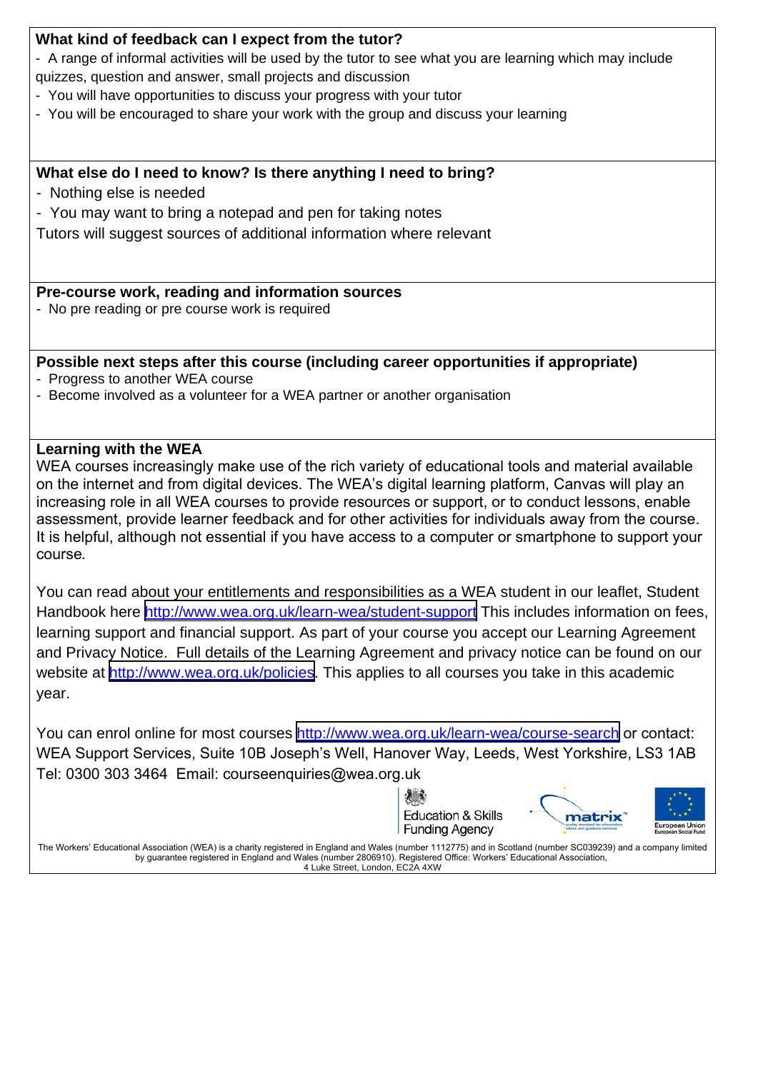### What kind of feedback can I expect from the tutor?

- A range of informal activities will be used by the tutor to see what you are learning which may include quizzes, question and answer, small projects and discussion
- You will have opportunities to discuss your progress with your tutor
- You will be encouraged to share your work with the group and discuss your learning

### What else do I need to know? Is there anything I need to bring?

- Nothing else is needed
- You may want to bring a notepad and pen for taking notes

Tutors will suggest sources of additional information where relevant

### Pre-course work, reading and information sources

- No pre reading or pre course work is required

### Possible next steps after this course (including career opportunities if appropriate)

- Progress to another WEA course
- Become involved as a volunteer for a WEA partner or another organisation

### Learning with the WEA

WEA courses increasingly make use of the rich variety of educational tools and material available on the internet and from digital devices. The WEA's digital learning platform, Canvas will play an increasing role in all WEA courses to provide resources or support, or to conduct lessons, enable assessment, provide learner feedback and for other activities for individuals away from the course. It is helpful, although not essential if you have access to a computer or smartphone to support your course.

You can read about your entitlements and responsibilities as a WEA student in our leaflet, Student Handbook here http://www.wea.org.uk/learn-wea/student-support This includes information on fees, learning support and financial support. As part of your course you accept our Learning Agreement and Privacy Notice. Full details of the Learning Agreement and privacy notice can be found on our website at http://www.wea.org.uk/policies. This applies to all courses you take in this academic year.

You can enrol online for most courses http://www.wea.org.uk/learn-wea/course-search or contact:
WEA Support Services, Suite 10B Joseph's Well, Hanover Way, Leeds, West Yorkshire, LS3 1AB
Tel: 0300 303 3464 Email: courseenquiries@wea.org.uk

Education & Skills Funding Agency

matrix

European Union European Social Fund

The Workers' Educational Association (WEA) is a charity registered in England and Wales (number 1112775) and in Scotland (number SC039239) and a company limited by guarantee registered in England and Wales (number 2806910). Registered Office: Workers' Educational Association, 4 Luke Street, London, EC2A 4XW